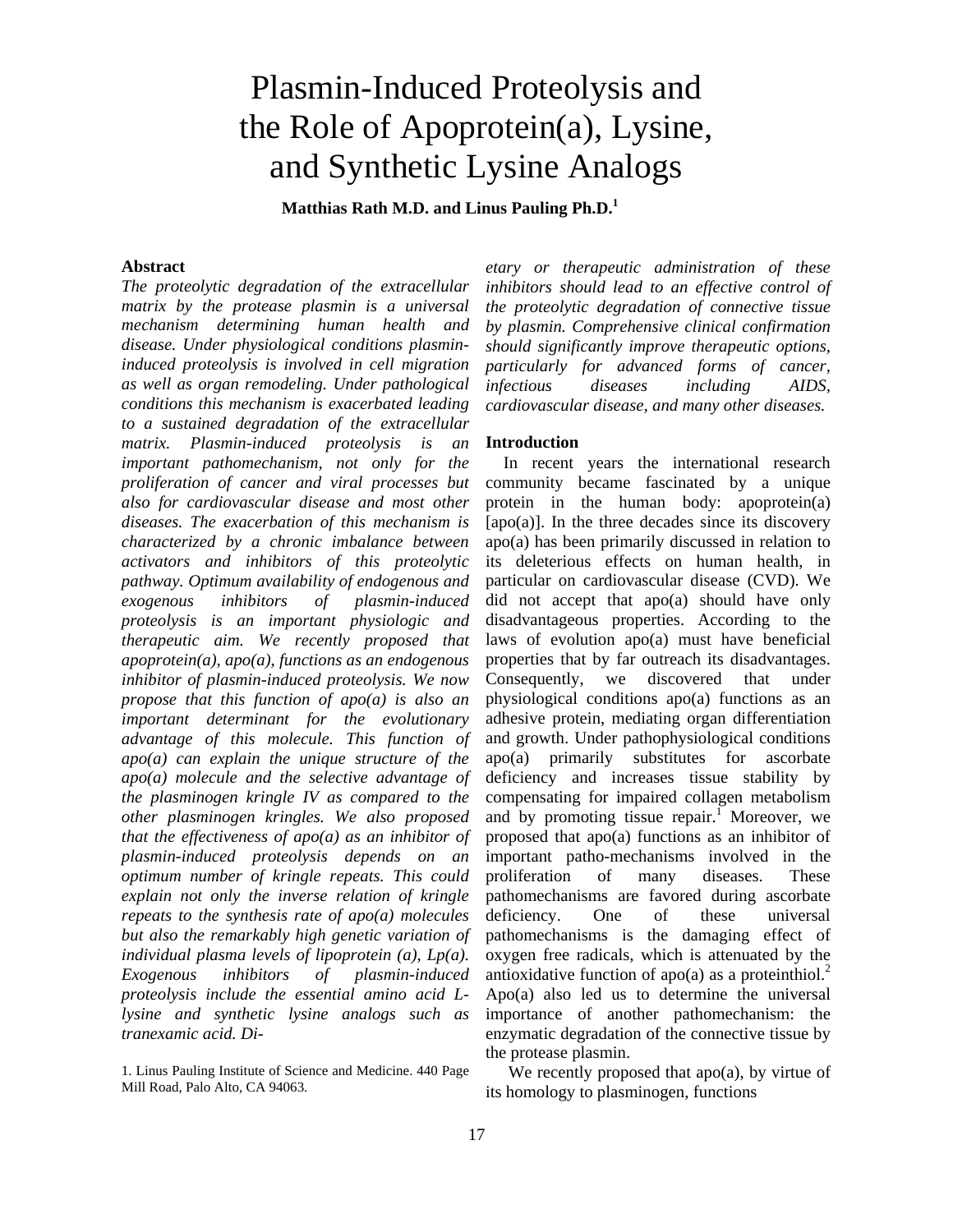# Plasmin-Induced Proteolysis and the Role of Apoprotein(a), Lysine, and Synthetic Lysine Analogs

**Matthias Rath M.D. and Linus Pauling Ph.D.[1]**

**Abstract**

*The proteolytic degradation of the extracellular matrix by the protease plasmin is a universal mechanism determining human health and disease. Under physiological conditions plasmin-induced proteolysis is involved in cell migration as well as organ remodeling. Under pathological conditions this mechanism is exacerbated leading to a sustained degradation of the extracellular matrix. Plasmin-induced proteolysis is an important pathomechanism, not only for the proliferation of cancer and viral processes but also for cardiovascular disease and most other diseases. The exacerbation of this mechanism is characterized by a chronic imbalance between activators and inhibitors of this proteolytic pathway. Optimum availability of endogenous and exogenous inhibitors of plasmin-induced proteolysis is an important physiologic and therapeutic aim. We recently proposed that apoprotein(a), apo(a), functions as an endogenous inhibitor of plasmin-induced proteolysis. We now propose that this function of apo(a) is also an important determinant for the evolutionary advantage of this molecule. This function of apo(a) can explain the unique structure of the apo(a) molecule and the selective advantage of the plasminogen kringle IV as compared to the other plasminogen kringles. We also proposed that the effectiveness of apo(a) as an inhibitor of plasmin-induced proteolysis depends on an optimum number of kringle repeats. This could explain not only the inverse relation of kringle repeats to the synthesis rate of apo(a) molecules but also the remarkably high genetic variation of individual plasma levels of lipoprotein (a), Lp(a). Exogenous inhibitors of plasmin-induced proteolysis include the essential amino acid L-lysine and synthetic lysine analogs such as tranexamic acid. Dietary or therapeutic administration of these inhibitors should lead to an effective control of the proteolytic degradation of connective tissue by plasmin. Comprehensive clinical confirmation should significantly improve therapeutic options, particularly for advanced forms of cancer, infectious diseases including AIDS, cardiovascular disease, and many other diseases.*

1. Linus Pauling Institute of Science and Medicine. 440 Page Mill Road, Palo Alto, CA 94063.

**Introduction**

In recent years the international research community became fascinated by a unique protein in the human body: apoprotein(a) [apo(a)]. In the three decades since its discovery apo(a) has been primarily discussed in relation to its deleterious effects on human health, in particular on cardiovascular disease (CVD). We did not accept that apo(a) should have only disadvantageous properties. According to the laws of evolution apo(a) must have beneficial properties that by far outreach its disadvantages. Consequently, we discovered that under physiological conditions apo(a) functions as an adhesive protein, mediating organ differentiation and growth. Under pathophysiological conditions apo(a) primarily substitutes for ascorbate deficiency and increases tissue stability by compensating for impaired collagen metabolism and by promoting tissue repair.[1] Moreover, we proposed that apo(a) functions as an inhibitor of important patho-mechanisms involved in the proliferation of many diseases. These pathomechanisms are favored during ascorbate deficiency. One of these universal pathomechanisms is the damaging effect of oxygen free radicals, which is attenuated by the antioxidative function of apo(a) as a proteinthiol.[2] Apo(a) also led us to determine the universal importance of another pathomechanism: the enzymatic degradation of the connective tissue by the protease plasmin.

We recently proposed that apo(a), by virtue of its homology to plasminogen, functions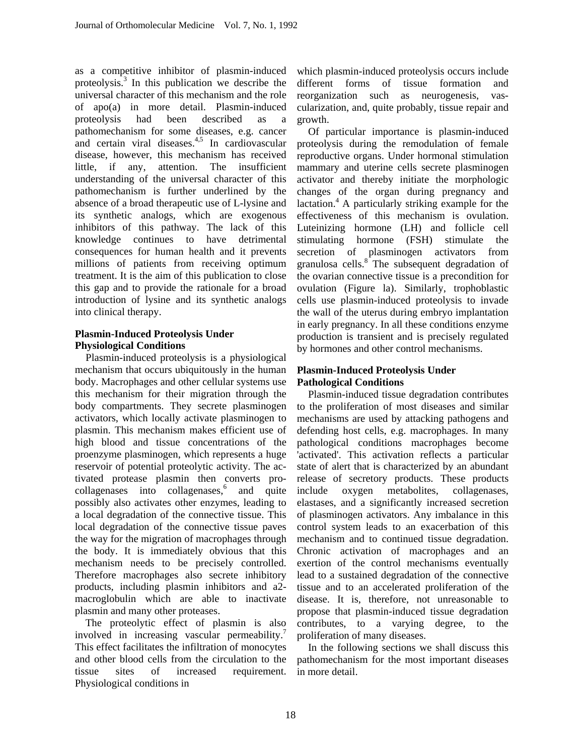as a competitive inhibitor of plasmin-induced proteolysis.[3] In this publication we describe the universal character of this mechanism and the role of apo(a) in more detail. Plasmin-induced proteolysis had been described as a pathomechanism for some diseases, e.g. cancer and certain viral diseases.[4,5] In cardiovascular disease, however, this mechanism has received little, if any, attention. The insufficient understanding of the universal character of this pathomechanism is further underlined by the absence of a broad therapeutic use of L-lysine and its synthetic analogs, which are exogenous inhibitors of this pathway. The lack of this knowledge continues to have detrimental consequences for human health and it prevents millions of patients from receiving optimum treatment. It is the aim of this publication to close this gap and to provide the rationale for a broad introduction of lysine and its synthetic analogs into clinical therapy.

### Plasmin-Induced Proteolysis Under Physiological Conditions

Plasmin-induced proteolysis is a physiological mechanism that occurs ubiquitously in the human body. Macrophages and other cellular systems use this mechanism for their migration through the body compartments. They secrete plasminogen activators, which locally activate plasminogen to plasmin. This mechanism makes efficient use of high blood and tissue concentrations of the proenzyme plasminogen, which represents a huge reservoir of potential proteolytic activity. The activated protease plasmin then converts pro-collagenases into collagenases,[6] and quite possibly also activates other enzymes, leading to a local degradation of the connective tissue. This local degradation of the connective tissue paves the way for the migration of macrophages through the body. It is immediately obvious that this mechanism needs to be precisely controlled. Therefore macrophages also secrete inhibitory products, including plasmin inhibitors and a2-macroglobulin which are able to inactivate plasmin and many other proteases.

The proteolytic effect of plasmin is also involved in increasing vascular permeability.[7] This effect facilitates the infiltration of monocytes and other blood cells from the circulation to the tissue sites of increased requirement. Physiological conditions in which plasmin-induced proteolysis occurs include different forms of tissue formation and reorganization such as neurogenesis, vascularization, and, quite probably, tissue repair and growth.

Of particular importance is plasmin-induced proteolysis during the remodulation of female reproductive organs. Under hormonal stimulation mammary and uterine cells secrete plasminogen activator and thereby initiate the morphologic changes of the organ during pregnancy and lactation.[4] A particularly striking example for the effectiveness of this mechanism is ovulation. Luteinizing hormone (LH) and follicle cell stimulating hormone (FSH) stimulate the secretion of plasminogen activators from granulosa cells.[8] The subsequent degradation of the ovarian connective tissue is a precondition for ovulation (Figure la). Similarly, trophoblastic cells use plasmin-induced proteolysis to invade the wall of the uterus during embryo implantation in early pregnancy. In all these conditions enzyme production is transient and is precisely regulated by hormones and other control mechanisms.

### Plasmin-Induced Proteolysis Under Pathological Conditions

Plasmin-induced tissue degradation contributes to the proliferation of most diseases and similar mechanisms are used by attacking pathogens and defending host cells, e.g. macrophages. In many pathological conditions macrophages become 'activated'. This activation reflects a particular state of alert that is characterized by an abundant release of secretory products. These products include oxygen metabolites, collagenases, elastases, and a significantly increased secretion of plasminogen activators. Any imbalance in this control system leads to an exacerbation of this mechanism and to continued tissue degradation. Chronic activation of macrophages and an exertion of the control mechanisms eventually lead to a sustained degradation of the connective tissue and to an accelerated proliferation of the disease. It is, therefore, not unreasonable to propose that plasmin-induced tissue degradation contributes, to a varying degree, to the proliferation of many diseases.

In the following sections we shall discuss this pathomechanism for the most important diseases in more detail.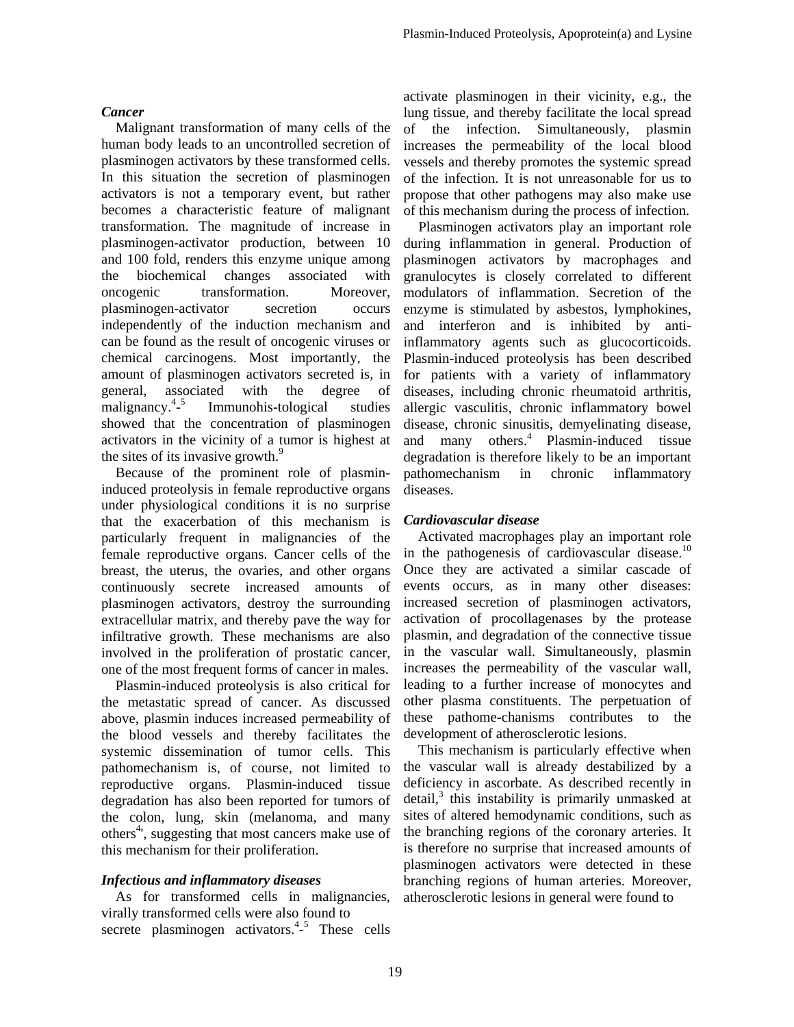### *Cancer*

Malignant transformation of many cells of the human body leads to an uncontrolled secretion of plasminogen activators by these transformed cells. In this situation the secretion of plasminogen activators is not a temporary event, but rather becomes a characteristic feature of malignant transformation. The magnitude of increase in plasminogen-activator production, between 10 and 100 fold, renders this enzyme unique among the biochemical changes associated with oncogenic transformation. Moreover, plasminogen-activator secretion occurs independently of the induction mechanism and can be found as the result of oncogenic viruses or chemical carcinogens. Most importantly, the amount of plasminogen activators secreted is, in general, associated with the degree of malignancy.[4-5] Immunohis-tological studies showed that the concentration of plasminogen activators in the vicinity of a tumor is highest at the sites of its invasive growth.[9]

Because of the prominent role of plasmin-induced proteolysis in female reproductive organs under physiological conditions it is no surprise that the exacerbation of this mechanism is particularly frequent in malignancies of the female reproductive organs. Cancer cells of the breast, the uterus, the ovaries, and other organs continuously secrete increased amounts of plasminogen activators, destroy the surrounding extracellular matrix, and thereby pave the way for infiltrative growth. These mechanisms are also involved in the proliferation of prostatic cancer, one of the most frequent forms of cancer in males.

Plasmin-induced proteolysis is also critical for the metastatic spread of cancer. As discussed above, plasmin induces increased permeability of the blood vessels and thereby facilitates the systemic dissemination of tumor cells. This pathomechanism is, of course, not limited to reproductive organs. Plasmin-induced tissue degradation has also been reported for tumors of the colon, lung, skin (melanoma, and many others[4], suggesting that most cancers make use of this mechanism for their proliferation.

### *Infectious and inflammatory diseases*

As for transformed cells in malignancies, virally transformed cells were also found to secrete plasminogen activators.[4-5] These cells activate plasminogen in their vicinity, e.g., the lung tissue, and thereby facilitate the local spread of the infection. Simultaneously, plasmin increases the permeability of the local blood vessels and thereby promotes the systemic spread of the infection. It is not unreasonable for us to propose that other pathogens may also make use of this mechanism during the process of infection.

Plasminogen activators play an important role during inflammation in general. Production of plasminogen activators by macrophages and granulocytes is closely correlated to different modulators of inflammation. Secretion of the enzyme is stimulated by asbestos, lymphokines, and interferon and is inhibited by anti-inflammatory agents such as glucocorticoids. Plasmin-induced proteolysis has been described for patients with a variety of inflammatory diseases, including chronic rheumatoid arthritis, allergic vasculitis, chronic inflammatory bowel disease, chronic sinusitis, demyelinating disease, and many others.[4] Plasmin-induced tissue degradation is therefore likely to be an important pathomechanism in chronic inflammatory diseases.

### *Cardiovascular disease*

Activated macrophages play an important role in the pathogenesis of cardiovascular disease.[10] Once they are activated a similar cascade of events occurs, as in many other diseases: increased secretion of plasminogen activators, activation of procollagenases by the protease plasmin, and degradation of the connective tissue in the vascular wall. Simultaneously, plasmin increases the permeability of the vascular wall, leading to a further increase of monocytes and other plasma constituents. The perpetuation of these pathome-chanisms contributes to the development of atherosclerotic lesions.

This mechanism is particularly effective when the vascular wall is already destabilized by a deficiency in ascorbate. As described recently in detail,[3] this instability is primarily unmasked at sites of altered hemodynamic conditions, such as the branching regions of the coronary arteries. It is therefore no surprise that increased amounts of plasminogen activators were detected in these branching regions of human arteries. Moreover, atherosclerotic lesions in general were found to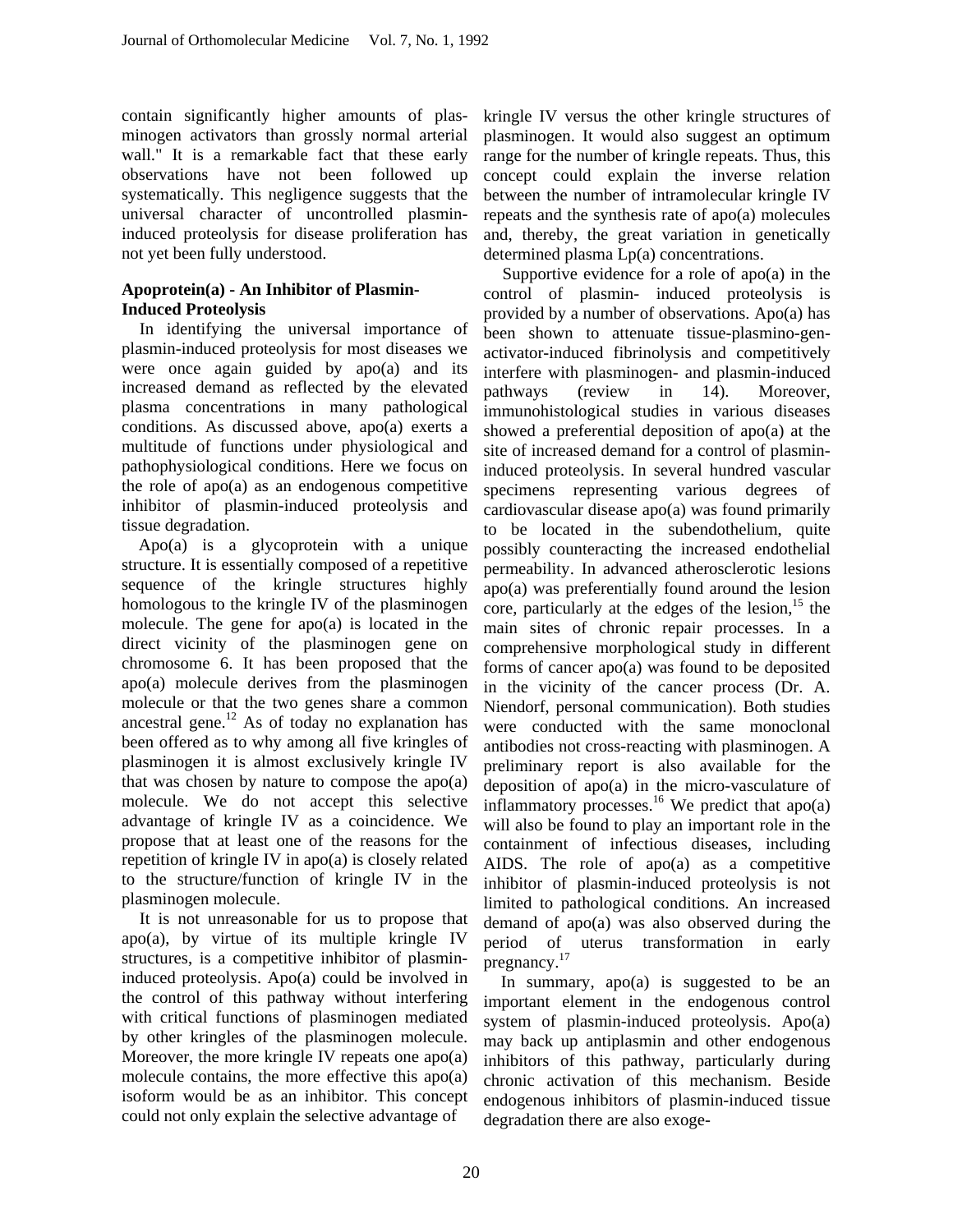contain significantly higher amounts of plasminogen activators than grossly normal arterial wall." It is a remarkable fact that these early observations have not been followed up systematically. This negligence suggests that the universal character of uncontrolled plasmin-induced proteolysis for disease proliferation has not yet been fully understood.

### Apoprotein(a) - An Inhibitor of Plasmin-Induced Proteolysis

In identifying the universal importance of plasmin-induced proteolysis for most diseases we were once again guided by apo(a) and its increased demand as reflected by the elevated plasma concentrations in many pathological conditions. As discussed above, apo(a) exerts a multitude of functions under physiological and pathophysiological conditions. Here we focus on the role of apo(a) as an endogenous competitive inhibitor of plasmin-induced proteolysis and tissue degradation.

Apo(a) is a glycoprotein with a unique structure. It is essentially composed of a repetitive sequence of the kringle structures highly homologous to the kringle IV of the plasminogen molecule. The gene for apo(a) is located in the direct vicinity of the plasminogen gene on chromosome 6. It has been proposed that the apo(a) molecule derives from the plasminogen molecule or that the two genes share a common ancestral gene.[12] As of today no explanation has been offered as to why among all five kringles of plasminogen it is almost exclusively kringle IV that was chosen by nature to compose the apo(a) molecule. We do not accept this selective advantage of kringle IV as a coincidence. We propose that at least one of the reasons for the repetition of kringle IV in apo(a) is closely related to the structure/function of kringle IV in the plasminogen molecule.

It is not unreasonable for us to propose that apo(a), by virtue of its multiple kringle IV structures, is a competitive inhibitor of plasmin-induced proteolysis. Apo(a) could be involved in the control of this pathway without interfering with critical functions of plasminogen mediated by other kringles of the plasminogen molecule. Moreover, the more kringle IV repeats one apo(a) molecule contains, the more effective this apo(a) isoform would be as an inhibitor. This concept could not only explain the selective advantage of kringle IV versus the other kringle structures of plasminogen. It would also suggest an optimum range for the number of kringle repeats. Thus, this concept could explain the inverse relation between the number of intramolecular kringle IV repeats and the synthesis rate of apo(a) molecules and, thereby, the great variation in genetically determined plasma Lp(a) concentrations.

Supportive evidence for a role of apo(a) in the control of plasmin- induced proteolysis is provided by a number of observations. Apo(a) has been shown to attenuate tissue-plasmino-gen-activator-induced fibrinolysis and competitively interfere with plasminogen- and plasmin-induced pathways (review in 14). Moreover, immunohistological studies in various diseases showed a preferential deposition of apo(a) at the site of increased demand for a control of plasmin-induced proteolysis. In several hundred vascular specimens representing various degrees of cardiovascular disease apo(a) was found primarily to be located in the subendothelium, quite possibly counteracting the increased endothelial permeability. In advanced atherosclerotic lesions apo(a) was preferentially found around the lesion core, particularly at the edges of the lesion,[15] the main sites of chronic repair processes. In a comprehensive morphological study in different forms of cancer apo(a) was found to be deposited in the vicinity of the cancer process (Dr. A. Niendorf, personal communication). Both studies were conducted with the same monoclonal antibodies not cross-reacting with plasminogen. A preliminary report is also available for the deposition of apo(a) in the micro-vasculature of inflammatory processes.[16] We predict that apo(a) will also be found to play an important role in the containment of infectious diseases, including AIDS. The role of apo(a) as a competitive inhibitor of plasmin-induced proteolysis is not limited to pathological conditions. An increased demand of apo(a) was also observed during the period of uterus transformation in early pregnancy.[17]

In summary, apo(a) is suggested to be an important element in the endogenous control system of plasmin-induced proteolysis. Apo(a) may back up antiplasmin and other endogenous inhibitors of this pathway, particularly during chronic activation of this mechanism. Beside endogenous inhibitors of plasmin-induced tissue degradation there are also exoge-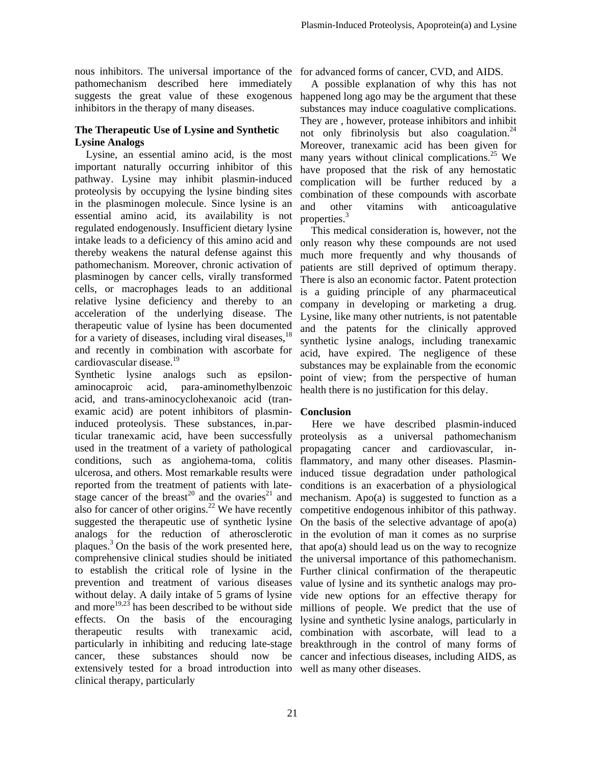nous inhibitors. The universal importance of the pathomechanism described here immediately suggests the great value of these exogenous inhibitors in the therapy of many diseases.

### The Therapeutic Use of Lysine and Synthetic Lysine Analogs

Lysine, an essential amino acid, is the most important naturally occurring inhibitor of this pathway. Lysine may inhibit plasmin-induced proteolysis by occupying the lysine binding sites in the plasminogen molecule. Since lysine is an essential amino acid, its availability is not regulated endogenously. Insufficient dietary lysine intake leads to a deficiency of this amino acid and thereby weakens the natural defense against this pathomechanism. Moreover, chronic activation of plasminogen by cancer cells, virally transformed cells, or macrophages leads to an additional relative lysine deficiency and thereby to an acceleration of the underlying disease. The therapeutic value of lysine has been documented for a variety of diseases, including viral diseases,[18] and recently in combination with ascorbate for cardiovascular disease.[19]

Synthetic lysine analogs such as epsilon-aminocaproic acid, para-aminomethylbenzoic acid, and trans-aminocyclohexanoic acid (tranexamic acid) are potent inhibitors of plasmin-induced proteolysis. These substances, in.particular tranexamic acid, have been successfully used in the treatment of a variety of pathological conditions, such as angiohema-toma, colitis ulcerosa, and others. Most remarkable results were reported from the treatment of patients with late-stage cancer of the breast[20] and the ovaries[21] and also for cancer of other origins.[22] We have recently suggested the therapeutic use of synthetic lysine analogs for the reduction of atherosclerotic plaques.[3] On the basis of the work presented here, comprehensive clinical studies should be initiated to establish the critical role of lysine in the prevention and treatment of various diseases without delay. A daily intake of 5 grams of lysine and more[19,23] has been described to be without side effects. On the basis of the encouraging therapeutic results with tranexamic acid, particularly in inhibiting and reducing late-stage cancer, these substances should now be extensively tested for a broad introduction into clinical therapy, particularly for advanced forms of cancer, CVD, and AIDS.

A possible explanation of why this has not happened long ago may be the argument that these substances may induce coagulative complications. They are , however, protease inhibitors and inhibit not only fibrinolysis but also coagulation.[24] Moreover, tranexamic acid has been given for many years without clinical complications.[25] We have proposed that the risk of any hemostatic complication will be further reduced by a combination of these compounds with ascorbate and other vitamins with anticoagulative properties.[3]

This medical consideration is, however, not the only reason why these compounds are not used much more frequently and why thousands of patients are still deprived of optimum therapy. There is also an economic factor. Patent protection is a guiding principle of any pharmaceutical company in developing or marketing a drug. Lysine, like many other nutrients, is not patentable and the patents for the clinically approved synthetic lysine analogs, including tranexamic acid, have expired. The negligence of these substances may be explainable from the economic point of view; from the perspective of human health there is no justification for this delay.

### Conclusion

Here we have described plasmin-induced proteolysis as a universal pathomechanism propagating cancer and cardiovascular, inflammatory, and many other diseases. Plasmin-induced tissue degradation under pathological conditions is an exacerbation of a physiological mechanism. Apo(a) is suggested to function as a competitive endogenous inhibitor of this pathway. On the basis of the selective advantage of apo(a) in the evolution of man it comes as no surprise that apo(a) should lead us on the way to recognize the universal importance of this pathomechanism. Further clinical confirmation of the therapeutic value of lysine and its synthetic analogs may provide new options for an effective therapy for millions of people. We predict that the use of lysine and synthetic lysine analogs, particularly in combination with ascorbate, will lead to a breakthrough in the control of many forms of cancer and infectious diseases, including AIDS, as well as many other diseases.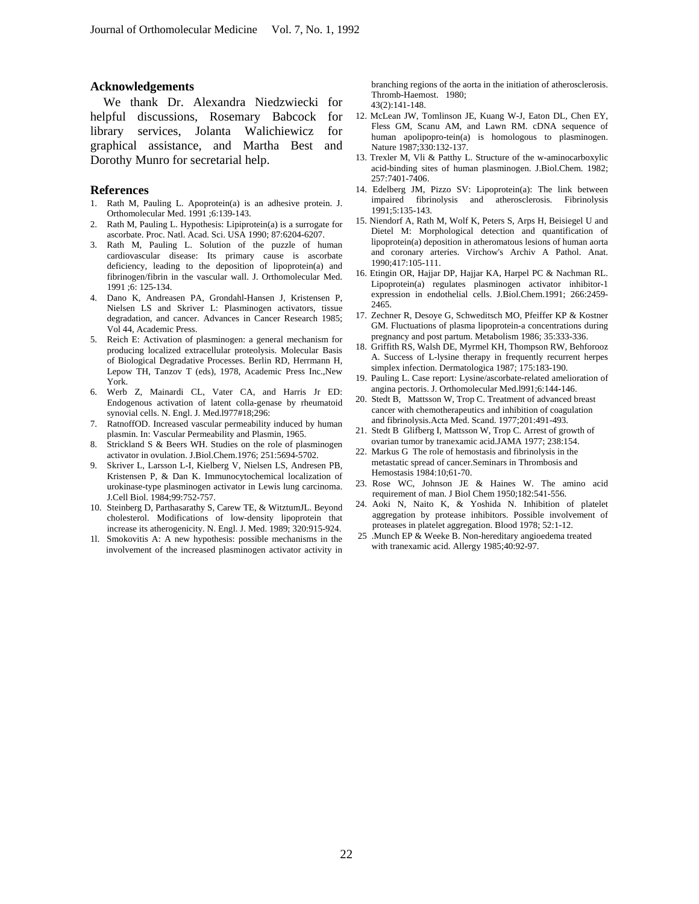## Acknowledgements

We thank Dr. Alexandra Niedzwiecki for helpful discussions, Rosemary Babcock for library services, Jolanta Walichiewicz for graphical assistance, and Martha Best and Dorothy Munro for secretarial help.

## References

1. Rath M, Pauling L. Apoprotein(a) is an adhesive protein. J. Orthomolecular Med. 1991 ;6:139-143.
2. Rath M, Pauling L. Hypothesis: Lipiprotein(a) is a surrogate for ascorbate. Proc. Natl. Acad. Sci. USA 1990; 87:6204-6207.
3. Rath M, Pauling L. Solution of the puzzle of human cardiovascular disease: Its primary cause is ascorbate deficiency, leading to the deposition of lipoprotein(a) and fibrinogen/fibrin in the vascular wall. J. Orthomolecular Med. 1991 ;6: 125-134.
4. Dano K, Andreasen PA, Grondahl-Hansen J, Kristensen P, Nielsen LS and Skriver L: Plasminogen activators, tissue degradation, and cancer. Advances in Cancer Research 1985; Vol 44, Academic Press.
5. Reich E: Activation of plasminogen: a general mechanism for producing localized extracellular proteolysis. Molecular Basis of Biological Degradative Processes. Berlin RD, Herrmann H, Lepow TH, Tanzov T (eds), 1978, Academic Press Inc.,New York.
6. Werb Z, Mainardi CL, Vater CA, and Harris Jr ED: Endogenous activation of latent colla-genase by rheumatoid synovial cells. N. Engl. J. Med.l977#18;296:
7. RatnoffOD. Increased vascular permeability induced by human plasmin. In: Vascular Permeability and Plasmin, 1965.
8. Strickland S & Beers WH. Studies on the role of plasminogen activator in ovulation. J.Biol.Chem.1976; 251:5694-5702.
9. Skriver L, Larsson L-I, Kielberg V, Nielsen LS, Andresen PB, Kristensen P, & Dan K. Immunocytochemical localization of urokinase-type plasminogen activator in Lewis lung carcinoma. J.Cell Biol. 1984;99:752-757.
10. Steinberg D, Parthasarathy S, Carew TE, & WitztumJL. Beyond cholesterol. Modifications of low-density lipoprotein that increase its atherogenicity. N. Engl. J. Med. 1989; 320:915-924.
1l. Smokovitis A: A new hypothesis: possible mechanisms in the involvement of the increased plasminogen activator activity in branching regions of the aorta in the initiation of atherosclerosis. Thromb-Haemost. 1980; 43(2):141-148.
12. McLean JW, Tomlinson JE, Kuang W-J, Eaton DL, Chen EY, Fless GM, Scanu AM, and Lawn RM. cDNA sequence of human apolipopro-tein(a) is homologous to plasminogen. Nature 1987;330:132-137.
13. Trexler M, Vli & Patthy L. Structure of the w-aminocarboxylic acid-binding sites of human plasminogen. J.Biol.Chem. 1982; 257:7401-7406.
14. Edelberg JM, Pizzo SV: Lipoprotein(a): The link between impaired fibrinolysis and atherosclerosis. Fibrinolysis 1991;5:135-143.
15. Niendorf A, Rath M, Wolf K, Peters S, Arps H, Beisiegel U and Dietel M: Morphological detection and quantification of lipoprotein(a) deposition in atheromatous lesions of human aorta and coronary arteries. Virchow's Archiv A Pathol. Anat. 1990;417:105-111.
16. Etingin OR, Hajjar DP, Hajjar KA, Harpel PC & Nachman RL. Lipoprotein(a) regulates plasminogen activator inhibitor-1 expression in endothelial cells. J.Biol.Chem.1991; 266:2459-2465.
17. Zechner R, Desoye G, Schweditsch MO, Pfeiffer KP & Kostner GM. Fluctuations of plasma lipoprotein-a concentrations during pregnancy and post partum. Metabolism 1986; 35:333-336.
18. Griffith RS, Walsh DE, Myrmel KH, Thompson RW, Behforooz A. Success of L-lysine therapy in frequently recurrent herpes simplex infection. Dermatologica 1987; 175:183-190.
19. Pauling L. Case report: Lysine/ascorbate-related amelioration of angina pectoris. J. Orthomolecular Med.l991;6:144-146.
20. Stedt B, Mattsson W, Trop C. Treatment of advanced breast cancer with chemotherapeutics and inhibition of coagulation and fibrinolysis.Acta Med. Scand. 1977;201:491-493.
21. Stedt B Glifberg I, Mattsson W, Trop C. Arrest of growth of ovarian tumor by tranexamic acid.JAMA 1977; 238:154.
22. Markus G The role of hemostasis and fibrinolysis in the metastatic spread of cancer.Seminars in Thrombosis and Hemostasis 1984:10;61-70.
23. Rose WC, Johnson JE & Haines W. The amino acid requirement of man. J Biol Chem 1950;182:541-556.
24. Aoki N, Naito K, & Yoshida N. Inhibition of platelet aggregation by protease inhibitors. Possible involvement of proteases in platelet aggregation. Blood 1978; 52:1-12.
25 .Munch EP & Weeke B. Non-hereditary angioedema treated with tranexamic acid. Allergy 1985;40:92-97.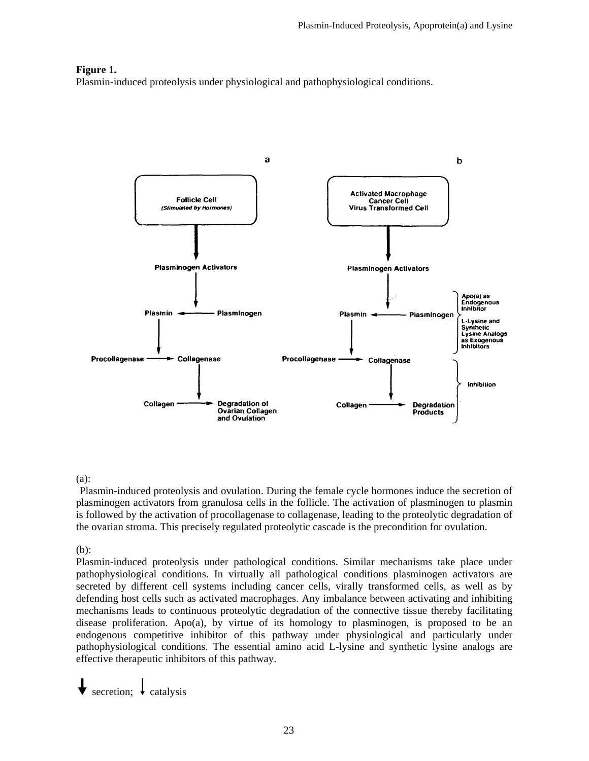**Figure 1.**
Plasmin-induced proteolysis under physiological and pathophysiological conditions.

a

Follicle Cell
*(Stimulated by Hormones)*

Plasminogen Activators

Plasmin ← Plasminogen

Procollagenase → Collagenase

Collagen → Degradation of Ovarian Collagen and Ovulation

b

Activated Macrophage
Cancer Cell
Virus Transformed Cell

Plasminogen Activators

Plasmin ← Plasminogen

Apo(a) as Endogenous Inhibitor

L-Lysine and Synthetic Lysine Analogs as Exogenous Inhibitors

Procollagenase → Collagenase

Inhibition

Collagen → Degradation Products

(a):
Plasmin-induced proteolysis and ovulation. During the female cycle hormones induce the secretion of plasminogen activators from granulosa cells in the follicle. The activation of plasminogen to plasmin is followed by the activation of procollagenase to collagenase, leading to the proteolytic degradation of the ovarian stroma. This precisely regulated proteolytic cascade is the precondition for ovulation.

(b):
Plasmin-induced proteolysis under pathological conditions. Similar mechanisms take place under pathophysiological conditions. In virtually all pathological conditions plasminogen activators are secreted by different cell systems including cancer cells, virally transformed cells, as well as by defending host cells such as activated macrophages. Any imbalance between activating and inhibiting mechanisms leads to continuous proteolytic degradation of the connective tissue thereby facilitating disease proliferation. Apo(a), by virtue of its homology to plasminogen, is proposed to be an endogenous competitive inhibitor of this pathway under physiological and particularly under pathophysiological conditions. The essential amino acid L-lysine and synthetic lysine analogs are effective therapeutic inhibitors of this pathway.

↓ secretion; ↓ catalysis